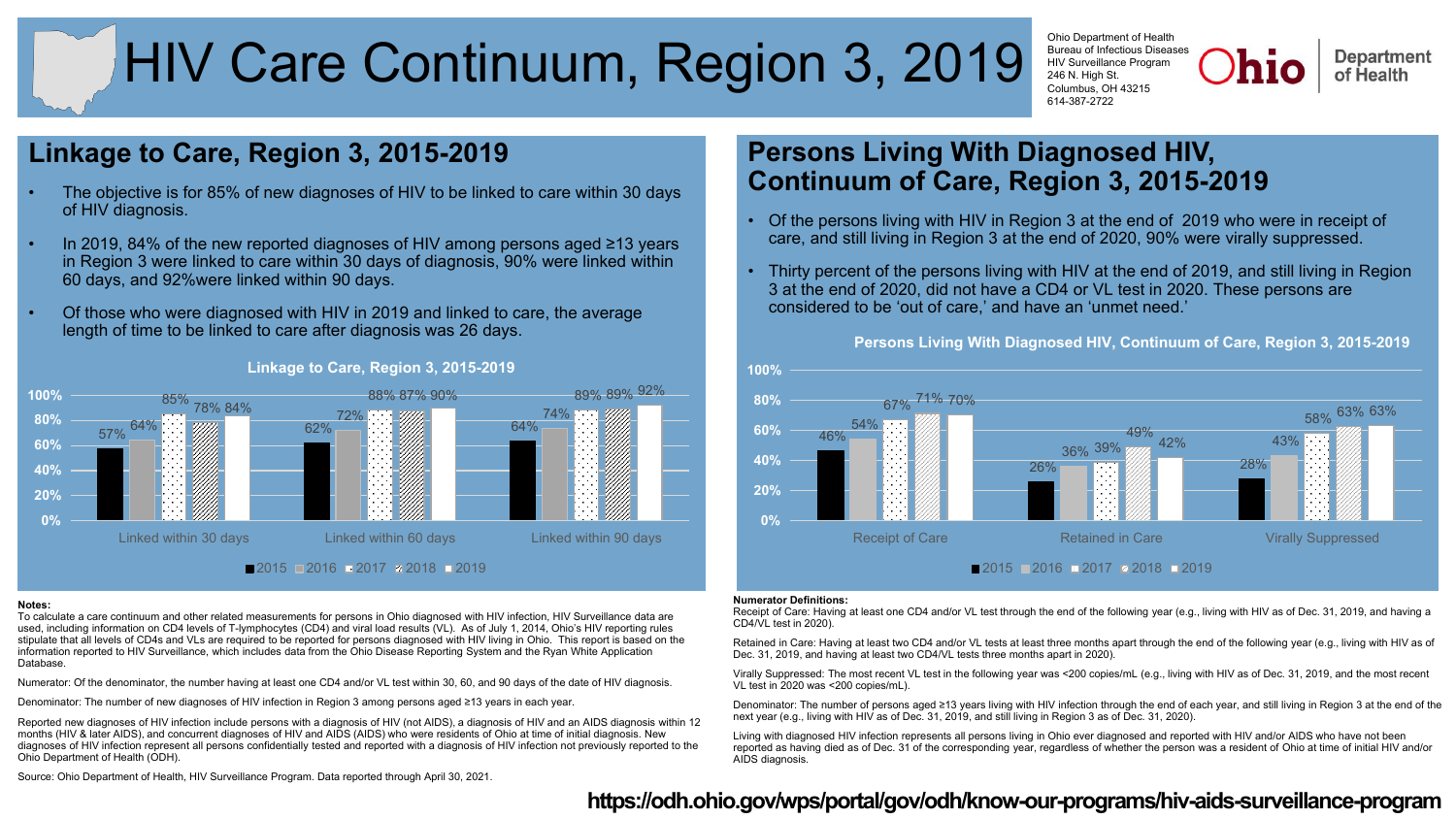# HIV Care Continuum, Region 3, 2019

Ohio Department of Health
Bureau of Infectious Diseases
HIV Surveillance Program
246 N. High St.
Columbus, OH 43215
614-387-2722

## Linkage to Care, Region 3, 2015-2019

- The objective is for 85% of new diagnoses of HIV to be linked to care within 30 days of HIV diagnosis.
- In 2019, 84% of the new reported diagnoses of HIV among persons aged ≥13 years in Region 3 were linked to care within 30 days of diagnosis, 90% were linked within 60 days, and 92%were linked within 90 days.
- Of those who were diagnosed with HIV in 2019 and linked to care, the average length of time to be linked to care after diagnosis was 26 days.

**Linkage to Care, Region 3, 2015-2019**

| | 2015 | 2016 | 2017 | 2018 | 2019 |
|---|---|---|---|---|---|
| Linked within 30 days | 57% | 64% | 85% | 78% | 84% |
| Linked within 60 days | 62% | 72% | 88% | 87% | 90% |
| Linked within 90 days | 64% | 74% | 89% | 89% | 92% |

**Notes:**

To calculate a care continuum and other related measurements for persons in Ohio diagnosed with HIV infection, HIV Surveillance data are used, including information on CD4 levels of T-lymphocytes (CD4) and viral load results (VL). As of July 1, 2014, Ohio's HIV reporting rules stipulate that all levels of CD4s and VLs are required to be reported for persons diagnosed with HIV living in Ohio. This report is based on the information reported to HIV Surveillance, which includes data from the Ohio Disease Reporting System and the Ryan White Application Database.

Numerator: Of the denominator, the number having at least one CD4 and/or VL test within 30, 60, and 90 days of the date of HIV diagnosis.

Denominator: The number of new diagnoses of HIV infection in Region 3 among persons aged ≥13 years in each year.

Reported new diagnoses of HIV infection include persons with a diagnosis of HIV (not AIDS), a diagnosis of HIV and an AIDS diagnosis within 12 months (HIV & later AIDS), and concurrent diagnoses of HIV and AIDS (AIDS) who were residents of Ohio at time of initial diagnosis. New diagnoses of HIV infection represent all persons confidentially tested and reported with a diagnosis of HIV infection not previously reported to the Ohio Department of Health (ODH).

Source: Ohio Department of Health, HIV Surveillance Program. Data reported through April 30, 2021.

## Persons Living With Diagnosed HIV, Continuum of Care, Region 3, 2015-2019

- Of the persons living with HIV in Region 3 at the end of 2019 who were in receipt of care, and still living in Region 3 at the end of 2020, 90% were virally suppressed.
- Thirty percent of the persons living with HIV at the end of 2019, and still living in Region 3 at the end of 2020, did not have a CD4 or VL test in 2020. These persons are considered to be 'out of care,' and have an 'unmet need.'

**Persons Living With Diagnosed HIV, Continuum of Care, Region 3, 2015-2019**

| | 2015 | 2016 | 2017 | 2018 | 2019 |
|---|---|---|---|---|---|
| Receipt of Care | 46% | 54% | 67% | 71% | 70% |
| Retained in Care | 26% | 36% | 39% | 49% | 42% |
| Virally Suppressed | 28% | 43% | 58% | 63% | 63% |

**Numerator Definitions:**

Receipt of Care: Having at least one CD4 and/or VL test through the end of the following year (e.g., living with HIV as of Dec. 31, 2019, and having a CD4/VL test in 2020).

Retained in Care: Having at least two CD4 and/or VL tests at least three months apart through the end of the following year (e.g., living with HIV as of Dec. 31, 2019, and having at least two CD4/VL tests three months apart in 2020).

Virally Suppressed: The most recent VL test in the following year was <200 copies/mL (e.g., living with HIV as of Dec. 31, 2019, and the most recent VL test in 2020 was <200 copies/mL).

Denominator: The number of persons aged ≥13 years living with HIV infection through the end of each year, and still living in Region 3 at the end of the next year (e.g., living with HIV as of Dec. 31, 2019, and still living in Region 3 as of Dec. 31, 2020).

Living with diagnosed HIV infection represents all persons living in Ohio ever diagnosed and reported with HIV and/or AIDS who have not been reported as having died as of Dec. 31 of the corresponding year, regardless of whether the person was a resident of Ohio at time of initial HIV and/or AIDS diagnosis.

**https://odh.ohio.gov/wps/portal/gov/odh/know-our-programs/hiv-aids-surveillance-program**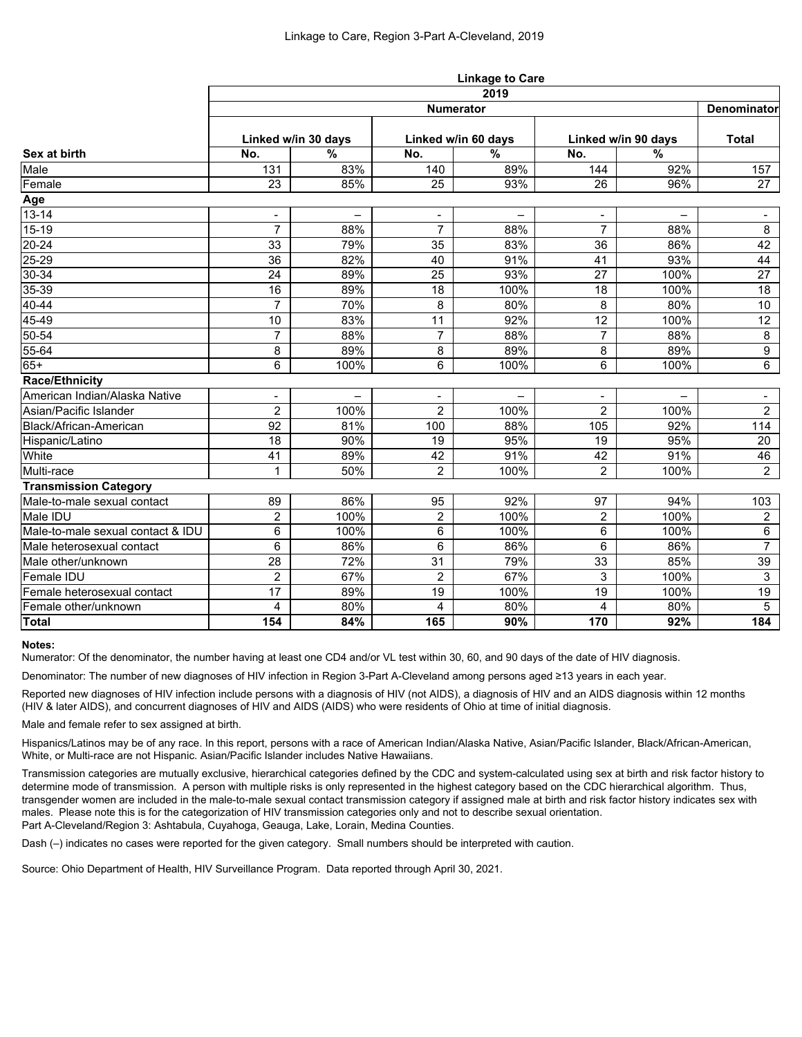Linkage to Care, Region 3-Part A-Cleveland, 2019

| | Linkage to Care | | | | | | |
|---|---|---|---|---|---|---|---|
| | 2019 | | | | | | |
| | Numerator | | | | | | Denominator |
| | Linked w/in 30 days | | Linked w/in 60 days | | Linked w/in 90 days | | Total |
| **Sex at birth** | **No.** | **%** | **No.** | **%** | **No.** | **%** | |
| Male | 131 | 83% | 140 | 89% | 144 | 92% | 157 |
| Female | 23 | 85% | 25 | 93% | 26 | 96% | 27 |
| **Age** | | | | | | | |
| 13-14 | - | – | - | – | - | – | - |
| 15-19 | 7 | 88% | 7 | 88% | 7 | 88% | 8 |
| 20-24 | 33 | 79% | 35 | 83% | 36 | 86% | 42 |
| 25-29 | 36 | 82% | 40 | 91% | 41 | 93% | 44 |
| 30-34 | 24 | 89% | 25 | 93% | 27 | 100% | 27 |
| 35-39 | 16 | 89% | 18 | 100% | 18 | 100% | 18 |
| 40-44 | 7 | 70% | 8 | 80% | 8 | 80% | 10 |
| 45-49 | 10 | 83% | 11 | 92% | 12 | 100% | 12 |
| 50-54 | 7 | 88% | 7 | 88% | 7 | 88% | 8 |
| 55-64 | 8 | 89% | 8 | 89% | 8 | 89% | 9 |
| 65+ | 6 | 100% | 6 | 100% | 6 | 100% | 6 |
| **Race/Ethnicity** | | | | | | | |
| American Indian/Alaska Native | - | – | - | – | - | – | - |
| Asian/Pacific Islander | 2 | 100% | 2 | 100% | 2 | 100% | 2 |
| Black/African-American | 92 | 81% | 100 | 88% | 105 | 92% | 114 |
| Hispanic/Latino | 18 | 90% | 19 | 95% | 19 | 95% | 20 |
| White | 41 | 89% | 42 | 91% | 42 | 91% | 46 |
| Multi-race | 1 | 50% | 2 | 100% | 2 | 100% | 2 |
| **Transmission Category** | | | | | | | |
| Male-to-male sexual contact | 89 | 86% | 95 | 92% | 97 | 94% | 103 |
| Male IDU | 2 | 100% | 2 | 100% | 2 | 100% | 2 |
| Male-to-male sexual contact & IDU | 6 | 100% | 6 | 100% | 6 | 100% | 6 |
| Male heterosexual contact | 6 | 86% | 6 | 86% | 6 | 86% | 7 |
| Male other/unknown | 28 | 72% | 31 | 79% | 33 | 85% | 39 |
| Female IDU | 2 | 67% | 2 | 67% | 3 | 100% | 3 |
| Female heterosexual contact | 17 | 89% | 19 | 100% | 19 | 100% | 19 |
| Female other/unknown | 4 | 80% | 4 | 80% | 4 | 80% | 5 |
| **Total** | **154** | **84%** | **165** | **90%** | **170** | **92%** | **184** |

**Notes:**

Numerator: Of the denominator, the number having at least one CD4 and/or VL test within 30, 60, and 90 days of the date of HIV diagnosis.

Denominator: The number of new diagnoses of HIV infection in Region 3-Part A-Cleveland among persons aged ≥13 years in each year.

Reported new diagnoses of HIV infection include persons with a diagnosis of HIV (not AIDS), a diagnosis of HIV and an AIDS diagnosis within 12 months (HIV & later AIDS), and concurrent diagnoses of HIV and AIDS (AIDS) who were residents of Ohio at time of initial diagnosis.

Male and female refer to sex assigned at birth.

Hispanics/Latinos may be of any race. In this report, persons with a race of American Indian/Alaska Native, Asian/Pacific Islander, Black/African-American, White, or Multi-race are not Hispanic. Asian/Pacific Islander includes Native Hawaiians.

Transmission categories are mutually exclusive, hierarchical categories defined by the CDC and system-calculated using sex at birth and risk factor history to determine mode of transmission. A person with multiple risks is only represented in the highest category based on the CDC hierarchical algorithm. Thus, transgender women are included in the male-to-male sexual contact transmission category if assigned male at birth and risk factor history indicates sex with males. Please note this is for the categorization of HIV transmission categories only and not to describe sexual orientation.
Part A-Cleveland/Region 3: Ashtabula, Cuyahoga, Geauga, Lake, Lorain, Medina Counties.

Dash (–) indicates no cases were reported for the given category. Small numbers should be interpreted with caution.

Source: Ohio Department of Health, HIV Surveillance Program. Data reported through April 30, 2021.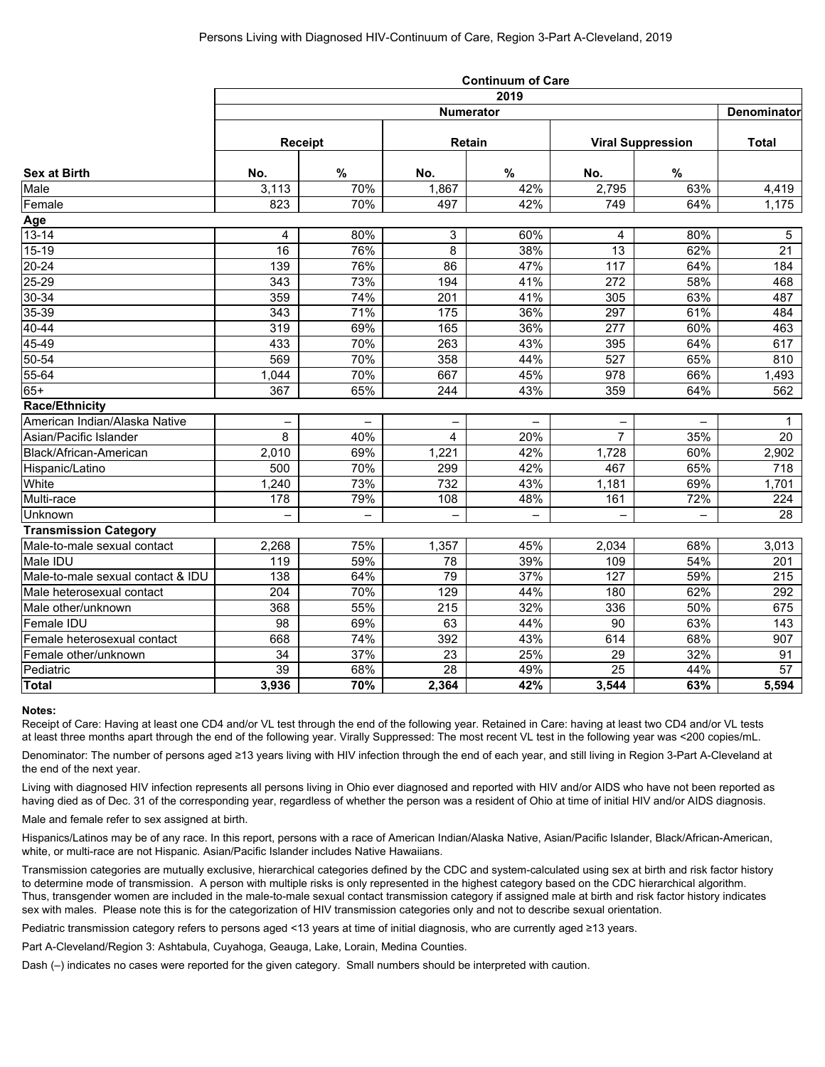Persons Living with Diagnosed HIV-Continuum of Care, Region 3-Part A-Cleveland, 2019

| | Continuum of Care | | | | | | |
|---|---|---|---|---|---|---|---|
| | 2019 | | | | | | |
| | Numerator | | | | | | Denominator |
| | Receipt | | Retain | | Viral Suppression | | Total |
| **Sex at Birth** | No. | % | No. | % | No. | % | |
| Male | 3,113 | 70% | 1,867 | 42% | 2,795 | 63% | 4,419 |
| Female | 823 | 70% | 497 | 42% | 749 | 64% | 1,175 |
| **Age** | | | | | | | |
| 13-14 | 4 | 80% | 3 | 60% | 4 | 80% | 5 |
| 15-19 | 16 | 76% | 8 | 38% | 13 | 62% | 21 |
| 20-24 | 139 | 76% | 86 | 47% | 117 | 64% | 184 |
| 25-29 | 343 | 73% | 194 | 41% | 272 | 58% | 468 |
| 30-34 | 359 | 74% | 201 | 41% | 305 | 63% | 487 |
| 35-39 | 343 | 71% | 175 | 36% | 297 | 61% | 484 |
| 40-44 | 319 | 69% | 165 | 36% | 277 | 60% | 463 |
| 45-49 | 433 | 70% | 263 | 43% | 395 | 64% | 617 |
| 50-54 | 569 | 70% | 358 | 44% | 527 | 65% | 810 |
| 55-64 | 1,044 | 70% | 667 | 45% | 978 | 66% | 1,493 |
| 65+ | 367 | 65% | 244 | 43% | 359 | 64% | 562 |
| **Race/Ethnicity** | | | | | | | |
| American Indian/Alaska Native | – | – | – | – | – | – | 1 |
| Asian/Pacific Islander | 8 | 40% | 4 | 20% | 7 | 35% | 20 |
| Black/African-American | 2,010 | 69% | 1,221 | 42% | 1,728 | 60% | 2,902 |
| Hispanic/Latino | 500 | 70% | 299 | 42% | 467 | 65% | 718 |
| White | 1,240 | 73% | 732 | 43% | 1,181 | 69% | 1,701 |
| Multi-race | 178 | 79% | 108 | 48% | 161 | 72% | 224 |
| Unknown | – | – | – | – | – | – | 28 |
| **Transmission Category** | | | | | | | |
| Male-to-male sexual contact | 2,268 | 75% | 1,357 | 45% | 2,034 | 68% | 3,013 |
| Male IDU | 119 | 59% | 78 | 39% | 109 | 54% | 201 |
| Male-to-male sexual contact & IDU | 138 | 64% | 79 | 37% | 127 | 59% | 215 |
| Male heterosexual contact | 204 | 70% | 129 | 44% | 180 | 62% | 292 |
| Male other/unknown | 368 | 55% | 215 | 32% | 336 | 50% | 675 |
| Female IDU | 98 | 69% | 63 | 44% | 90 | 63% | 143 |
| Female heterosexual contact | 668 | 74% | 392 | 43% | 614 | 68% | 907 |
| Female other/unknown | 34 | 37% | 23 | 25% | 29 | 32% | 91 |
| Pediatric | 39 | 68% | 28 | 49% | 25 | 44% | 57 |
| **Total** | **3,936** | **70%** | **2,364** | **42%** | **3,544** | **63%** | **5,594** |

**Notes:**

Receipt of Care: Having at least one CD4 and/or VL test through the end of the following year. Retained in Care: having at least two CD4 and/or VL tests at least three months apart through the end of the following year. Virally Suppressed: The most recent VL test in the following year was <200 copies/mL.

Denominator: The number of persons aged ≥13 years living with HIV infection through the end of each year, and still living in Region 3-Part A-Cleveland at the end of the next year.

Living with diagnosed HIV infection represents all persons living in Ohio ever diagnosed and reported with HIV and/or AIDS who have not been reported as having died as of Dec. 31 of the corresponding year, regardless of whether the person was a resident of Ohio at time of initial HIV and/or AIDS diagnosis.

Male and female refer to sex assigned at birth.

Hispanics/Latinos may be of any race. In this report, persons with a race of American Indian/Alaska Native, Asian/Pacific Islander, Black/African-American, white, or multi-race are not Hispanic. Asian/Pacific Islander includes Native Hawaiians.

Transmission categories are mutually exclusive, hierarchical categories defined by the CDC and system-calculated using sex at birth and risk factor history to determine mode of transmission. A person with multiple risks is only represented in the highest category based on the CDC hierarchical algorithm. Thus, transgender women are included in the male-to-male sexual contact transmission category if assigned male at birth and risk factor history indicates sex with males. Please note this is for the categorization of HIV transmission categories only and not to describe sexual orientation.

Pediatric transmission category refers to persons aged <13 years at time of initial diagnosis, who are currently aged ≥13 years.

Part A-Cleveland/Region 3: Ashtabula, Cuyahoga, Geauga, Lake, Lorain, Medina Counties.

Dash (–) indicates no cases were reported for the given category. Small numbers should be interpreted with caution.